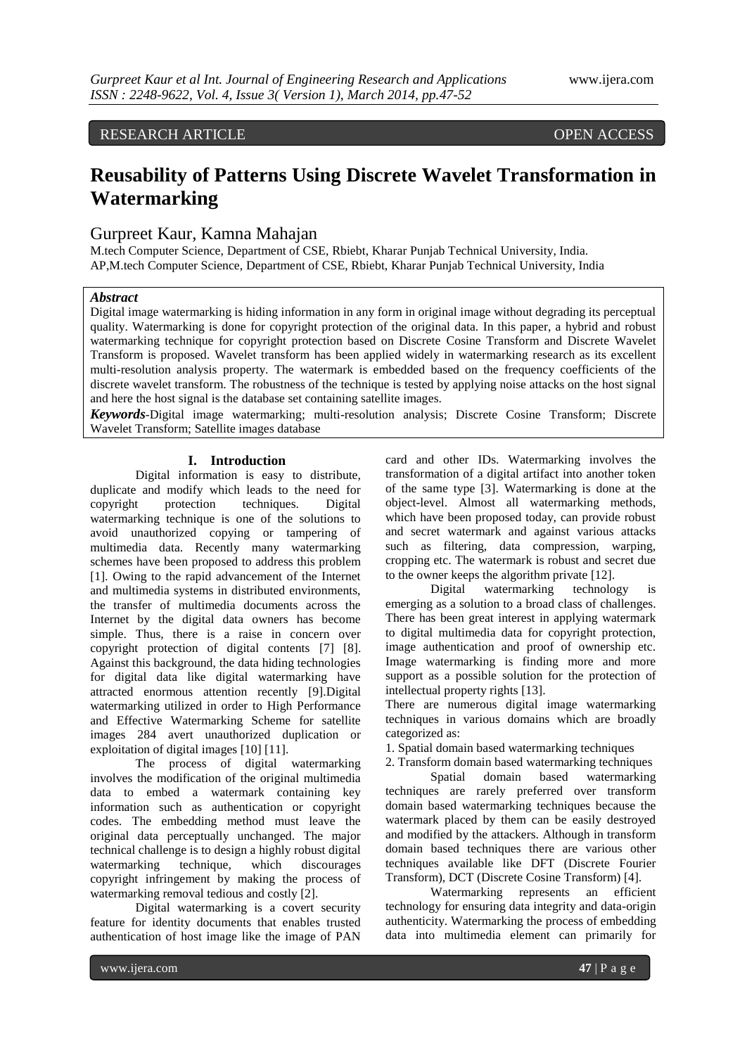RESEARCH ARTICLE OPEN ACCESS

# Reusability of Patterns Using Discrete Wavelet Transformation in Watermarking

Gurpreet Kaur, Kamna Mahajan

M.tech Computer Science, Department of CSE, Rbiebt, Kharar Punjab Technical University, India.
AP,M.tech Computer Science, Department of CSE, Rbiebt, Kharar Punjab Technical University, India

***Abstract***

Digital image watermarking is hiding information in any form in original image without degrading its perceptual quality. Watermarking is done for copyright protection of the original data. In this paper, a hybrid and robust watermarking technique for copyright protection based on Discrete Cosine Transform and Discrete Wavelet Transform is proposed. Wavelet transform has been applied widely in watermarking research as its excellent multi-resolution analysis property. The watermark is embedded based on the frequency coefficients of the discrete wavelet transform. The robustness of the technique is tested by applying noise attacks on the host signal and here the host signal is the database set containing satellite images.

***Keywords***-Digital image watermarking; multi-resolution analysis; Discrete Cosine Transform; Discrete Wavelet Transform; Satellite images database

## I. Introduction

Digital information is easy to distribute, duplicate and modify which leads to the need for copyright protection techniques. Digital watermarking technique is one of the solutions to avoid unauthorized copying or tampering of multimedia data. Recently many watermarking schemes have been proposed to address this problem [1]. Owing to the rapid advancement of the Internet and multimedia systems in distributed environments, the transfer of multimedia documents across the Internet by the digital data owners has become simple. Thus, there is a raise in concern over copyright protection of digital contents [7] [8]. Against this background, the data hiding technologies for digital data like digital watermarking have attracted enormous attention recently [9].Digital watermarking utilized in order to High Performance and Effective Watermarking Scheme for satellite images 284 avert unauthorized duplication or exploitation of digital images [10] [11].

The process of digital watermarking involves the modification of the original multimedia data to embed a watermark containing key information such as authentication or copyright codes. The embedding method must leave the original data perceptually unchanged. The major technical challenge is to design a highly robust digital watermarking technique, which discourages copyright infringement by making the process of watermarking removal tedious and costly [2].

Digital watermarking is a covert security feature for identity documents that enables trusted authentication of host image like the image of PAN card and other IDs. Watermarking involves the transformation of a digital artifact into another token of the same type [3]. Watermarking is done at the object-level. Almost all watermarking methods, which have been proposed today, can provide robust and secret watermark and against various attacks such as filtering, data compression, warping, cropping etc. The watermark is robust and secret due to the owner keeps the algorithm private [12].

Digital watermarking technology is emerging as a solution to a broad class of challenges. There has been great interest in applying watermark to digital multimedia data for copyright protection, image authentication and proof of ownership etc. Image watermarking is finding more and more support as a possible solution for the protection of intellectual property rights [13].

There are numerous digital image watermarking techniques in various domains which are broadly categorized as:

1. Spatial domain based watermarking techniques
2. Transform domain based watermarking techniques

Spatial domain based watermarking techniques are rarely preferred over transform domain based watermarking techniques because the watermark placed by them can be easily destroyed and modified by the attackers. Although in transform domain based techniques there are various other techniques available like DFT (Discrete Fourier Transform), DCT (Discrete Cosine Transform) [4].

Watermarking represents an efficient technology for ensuring data integrity and data-origin authenticity. Watermarking the process of embedding data into multimedia element can primarily for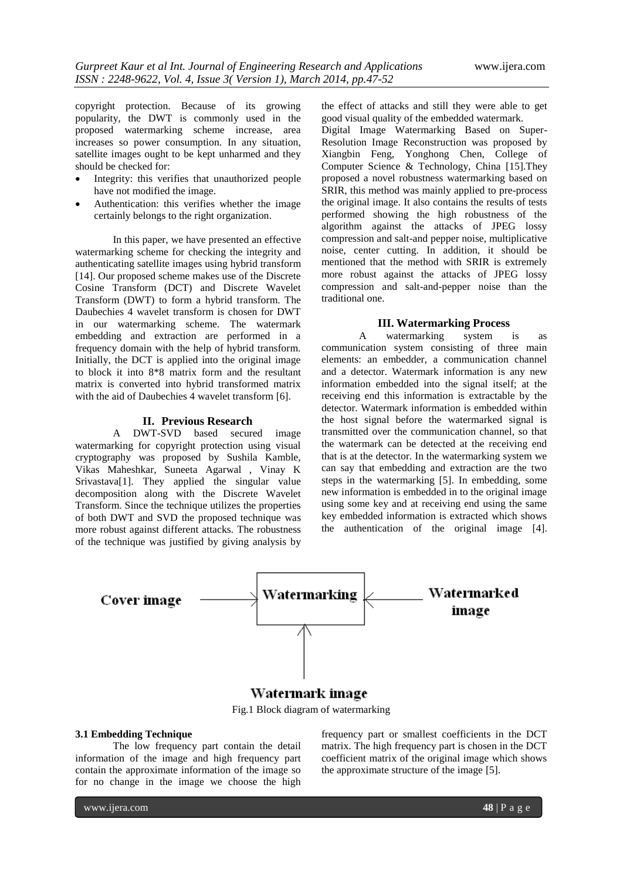copyright protection. Because of its growing popularity, the DWT is commonly used in the proposed watermarking scheme increase, area increases so power consumption. In any situation, satellite images ought to be kept unharmed and they should be checked for:

- Integrity: this verifies that unauthorized people have not modified the image.
- Authentication: this verifies whether the image certainly belongs to the right organization.

In this paper, we have presented an effective watermarking scheme for checking the integrity and authenticating satellite images using hybrid transform [14]. Our proposed scheme makes use of the Discrete Cosine Transform (DCT) and Discrete Wavelet Transform (DWT) to form a hybrid transform. The Daubechies 4 wavelet transform is chosen for DWT in our watermarking scheme. The watermark embedding and extraction are performed in a frequency domain with the help of hybrid transform. Initially, the DCT is applied into the original image to block it into 8*8 matrix form and the resultant matrix is converted into hybrid transformed matrix with the aid of Daubechies 4 wavelet transform [6].

## II. Previous Research

A DWT-SVD based secured image watermarking for copyright protection using visual cryptography was proposed by Sushila Kamble, Vikas Maheshkar, Suneeta Agarwal , Vinay K Srivastava[1]. They applied the singular value decomposition along with the Discrete Wavelet Transform. Since the technique utilizes the properties of both DWT and SVD the proposed technique was more robust against different attacks. The robustness of the technique was justified by giving analysis by the effect of attacks and still they were able to get good visual quality of the embedded watermark.

Digital Image Watermarking Based on Super-Resolution Image Reconstruction was proposed by Xiangbin Feng, Yonghong Chen, College of Computer Science & Technology, China [15].They proposed a novel robustness watermarking based on SRIR, this method was mainly applied to pre-process the original image. It also contains the results of tests performed showing the high robustness of the algorithm against the attacks of JPEG lossy compression and salt-and pepper noise, multiplicative noise, center cutting. In addition, it should be mentioned that the method with SRIR is extremely more robust against the attacks of JPEG lossy compression and salt-and-pepper noise than the traditional one.

## III. Watermarking Process

A watermarking system is as communication system consisting of three main elements: an embedder, a communication channel and a detector. Watermark information is any new information embedded into the signal itself; at the receiving end this information is extractable by the detector. Watermark information is embedded within the host signal before the watermarked signal is transmitted over the communication channel, so that the watermark can be detected at the receiving end that is at the detector. In the watermarking system we can say that embedding and extraction are the two steps in the watermarking [5]. In embedding, some new information is embedded in to the original image using some key and at receiving end using the same key embedded information is extracted which shows the authentication of the original image [4].

Cover image → Watermarking ← Watermarked image

↑

Watermark image

Fig.1 Block diagram of watermarking

### 3.1 Embedding Technique

The low frequency part contain the detail information of the image and high frequency part contain the approximate information of the image so for no change in the image we choose the high frequency part or smallest coefficients in the DCT matrix. The high frequency part is chosen in the DCT coefficient matrix of the original image which shows the approximate structure of the image [5].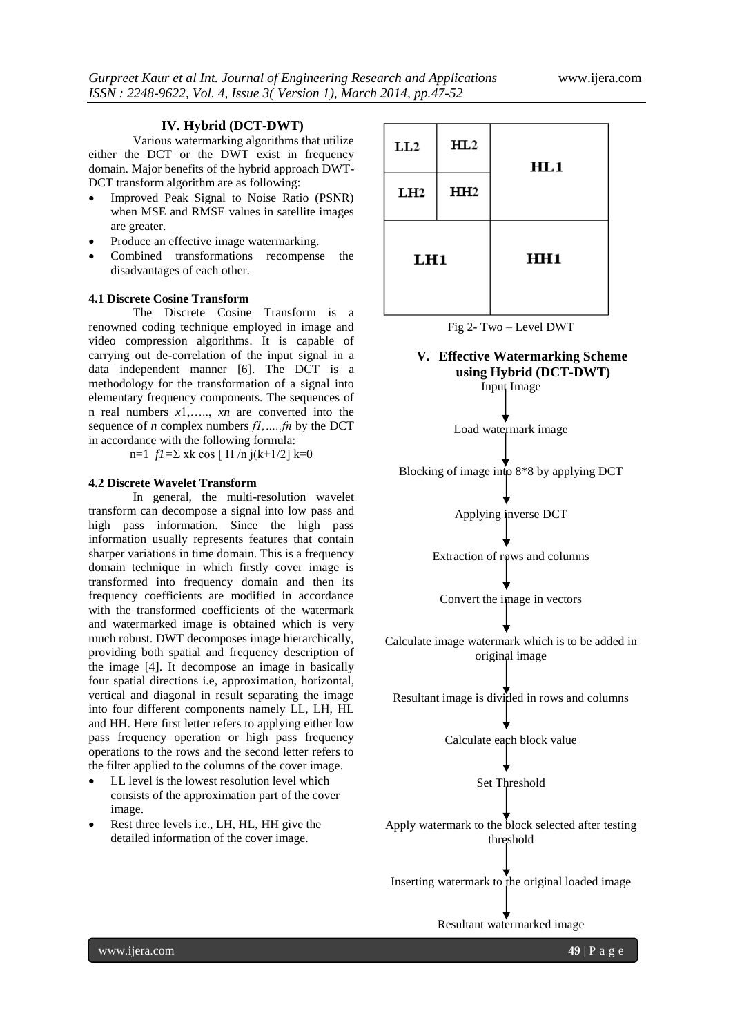## IV. Hybrid (DCT-DWT)

Various watermarking algorithms that utilize either the DCT or the DWT exist in frequency domain. Major benefits of the hybrid approach DWT-DCT transform algorithm are as following:

- Improved Peak Signal to Noise Ratio (PSNR) when MSE and RMSE values in satellite images are greater.
- Produce an effective image watermarking.
- Combined transformations recompense the disadvantages of each other.

### 4.1 Discrete Cosine Transform

The Discrete Cosine Transform is a renowned coding technique employed in image and video compression algorithms. It is capable of carrying out de-correlation of the input signal in a data independent manner [6]. The DCT is a methodology for the transformation of a signal into elementary frequency components. The sequences of n real numbers $x_1, \ldots, x_n$ are converted into the sequence of $n$ complex numbers $f_1, \ldots, f_n$ by the DCT in accordance with the following formula:

n=1 $f1 = \Sigma$ xk cos [ $\Pi$ /n j(k+1/2] k=0

### 4.2 Discrete Wavelet Transform

In general, the multi-resolution wavelet transform can decompose a signal into low pass and high pass information. Since the high pass information usually represents features that contain sharper variations in time domain. This is a frequency domain technique in which firstly cover image is transformed into frequency domain and then its frequency coefficients are modified in accordance with the transformed coefficients of the watermark and watermarked image is obtained which is very much robust. DWT decomposes image hierarchically, providing both spatial and frequency description of the image [4]. It decompose an image in basically four spatial directions i.e, approximation, horizontal, vertical and diagonal in result separating the image into four different components namely LL, LH, HL and HH. Here first letter refers to applying either low pass frequency operation or high pass frequency operations to the rows and the second letter refers to the filter applied to the columns of the cover image.

- LL level is the lowest resolution level which consists of the approximation part of the cover image.
- Rest three levels i.e., LH, HL, HH give the detailed information of the cover image.

| LL2 | HL2 | HL1 |
|---|---|---|
| LH2 | HH2 | |
| LH1 | | HH1 |

Fig 2- Two – Level DWT

## V. Effective Watermarking Scheme using Hybrid (DCT-DWT)

Input Image
↓
Load watermark image
↓
Blocking of image into 8*8 by applying DCT
↓
Applying inverse DCT
↓
Extraction of rows and columns
↓
Convert the image in vectors
↓
Calculate image watermark which is to be added in original image
↓
Resultant image is divided in rows and columns
↓
Calculate each block value
↓
Set Threshold
↓
Apply watermark to the block selected after testing threshold
↓
Inserting watermark to the original loaded image
↓
Resultant watermarked image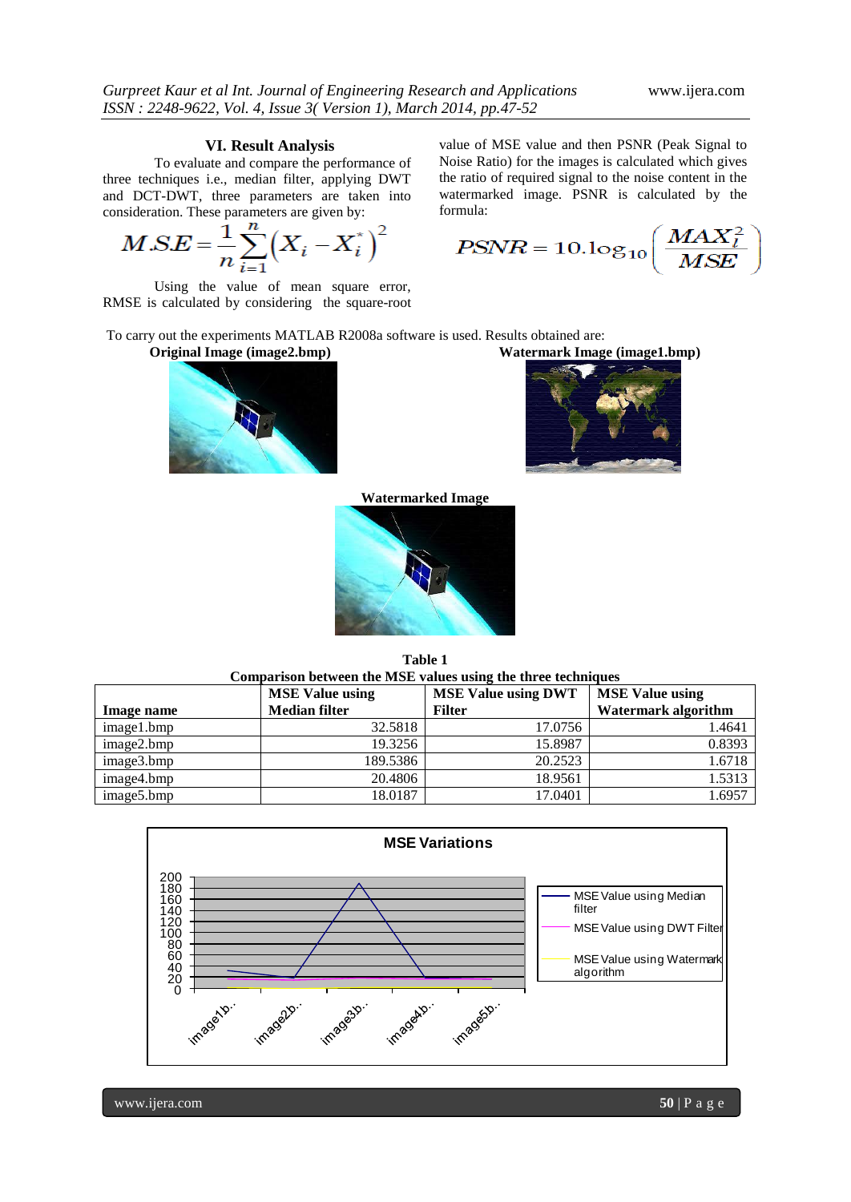## VI. Result Analysis

To evaluate and compare the performance of three techniques i.e., median filter, applying DWT and DCT-DWT, three parameters are taken into consideration. These parameters are given by:

$$M.S.E = \frac{1}{n}\sum_{i=1}^{n}\left(X_i - X_i^*\right)^2$$

Using the value of mean square error, RMSE is calculated by considering the square-root value of MSE value and then PSNR (Peak Signal to Noise Ratio) for the images is calculated which gives the ratio of required signal to the noise content in the watermarked image. PSNR is calculated by the formula:

$$PSNR = 10.\log_{10}\left(\frac{MAX_i^2}{MSE}\right)$$

To carry out the experiments MATLAB R2008a software is used. Results obtained are:

**Original Image (image2.bmp)**

**Watermark Image (image1.bmp)**

**Watermarked Image**

**Table 1**
**Comparison between the MSE values using the three techniques**

| Image name | MSE Value using Median filter | MSE Value using DWT Filter | MSE Value using Watermark algorithm |
|---|---|---|---|
| image1.bmp | 32.5818 | 17.0756 | 1.4641 |
| image2.bmp | 19.3256 | 15.8987 | 0.8393 |
| image3.bmp | 189.5386 | 20.2523 | 1.6718 |
| image4.bmp | 20.4806 | 18.9561 | 1.5313 |
| image5.bmp | 18.0187 | 17.0401 | 1.6957 |

**MSE Variations**

(Chart: y-axis 0–200; x-axis image1b.., image2b.., image3b.., image4b.., image5b..; legend: MSE Value using Median filter, MSE Value using DWT Filter, MSE Value using Watermark algorithm)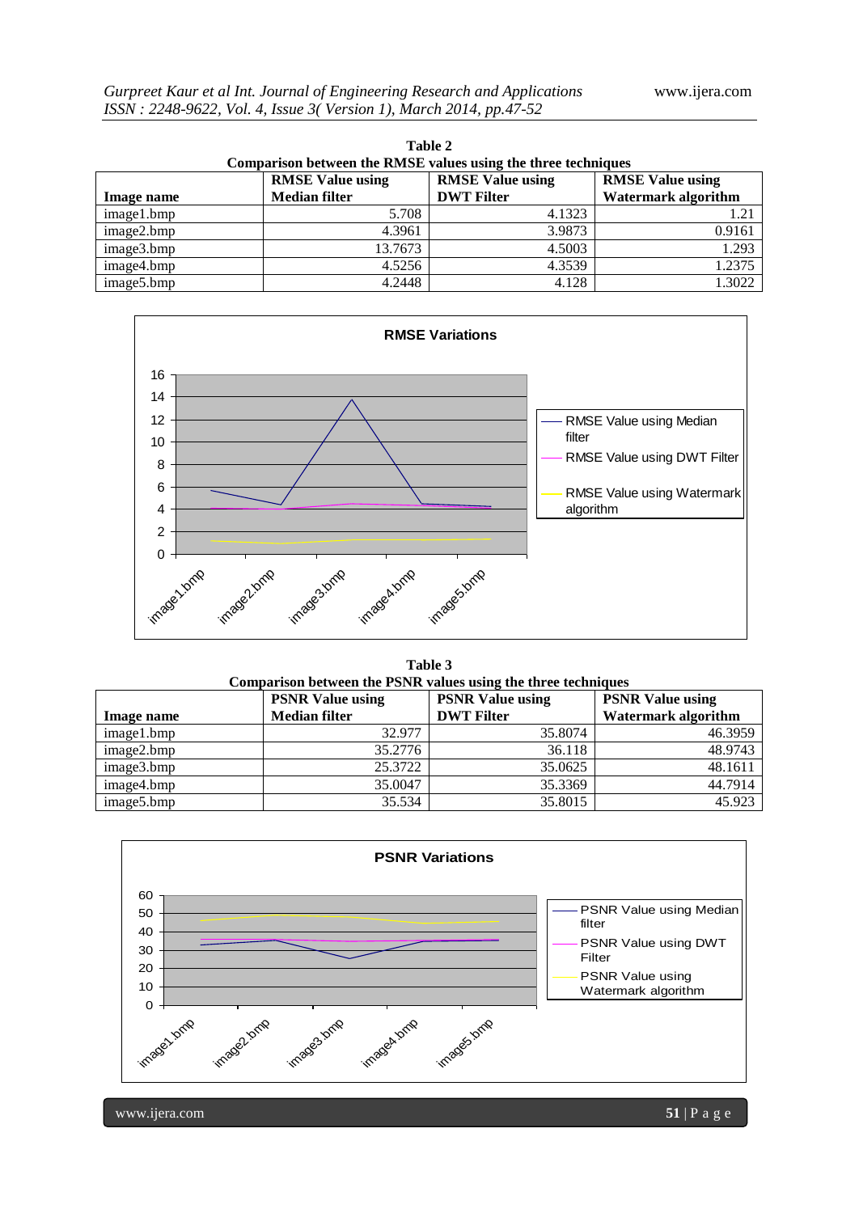**Table 2**
**Comparison between the RMSE values using the three techniques**

| Image name | RMSE Value using Median filter | RMSE Value using DWT Filter | RMSE Value using Watermark algorithm |
|---|---|---|---|
| image1.bmp | 5.708 | 4.1323 | 1.21 |
| image2.bmp | 4.3961 | 3.9873 | 0.9161 |
| image3.bmp | 13.7673 | 4.5003 | 1.293 |
| image4.bmp | 4.5256 | 4.3539 | 1.2375 |
| image5.bmp | 4.2448 | 4.128 | 1.3022 |

**RMSE Variations**

**Table 3**
**Comparison between the PSNR values using the three techniques**

| Image name | PSNR Value using Median filter | PSNR Value using DWT Filter | PSNR Value using Watermark algorithm |
|---|---|---|---|
| image1.bmp | 32.977 | 35.8074 | 46.3959 |
| image2.bmp | 35.2776 | 36.118 | 48.9743 |
| image3.bmp | 25.3722 | 35.0625 | 48.1611 |
| image4.bmp | 35.0047 | 35.3369 | 44.7914 |
| image5.bmp | 35.534 | 35.8015 | 45.923 |

**PSNR Variations**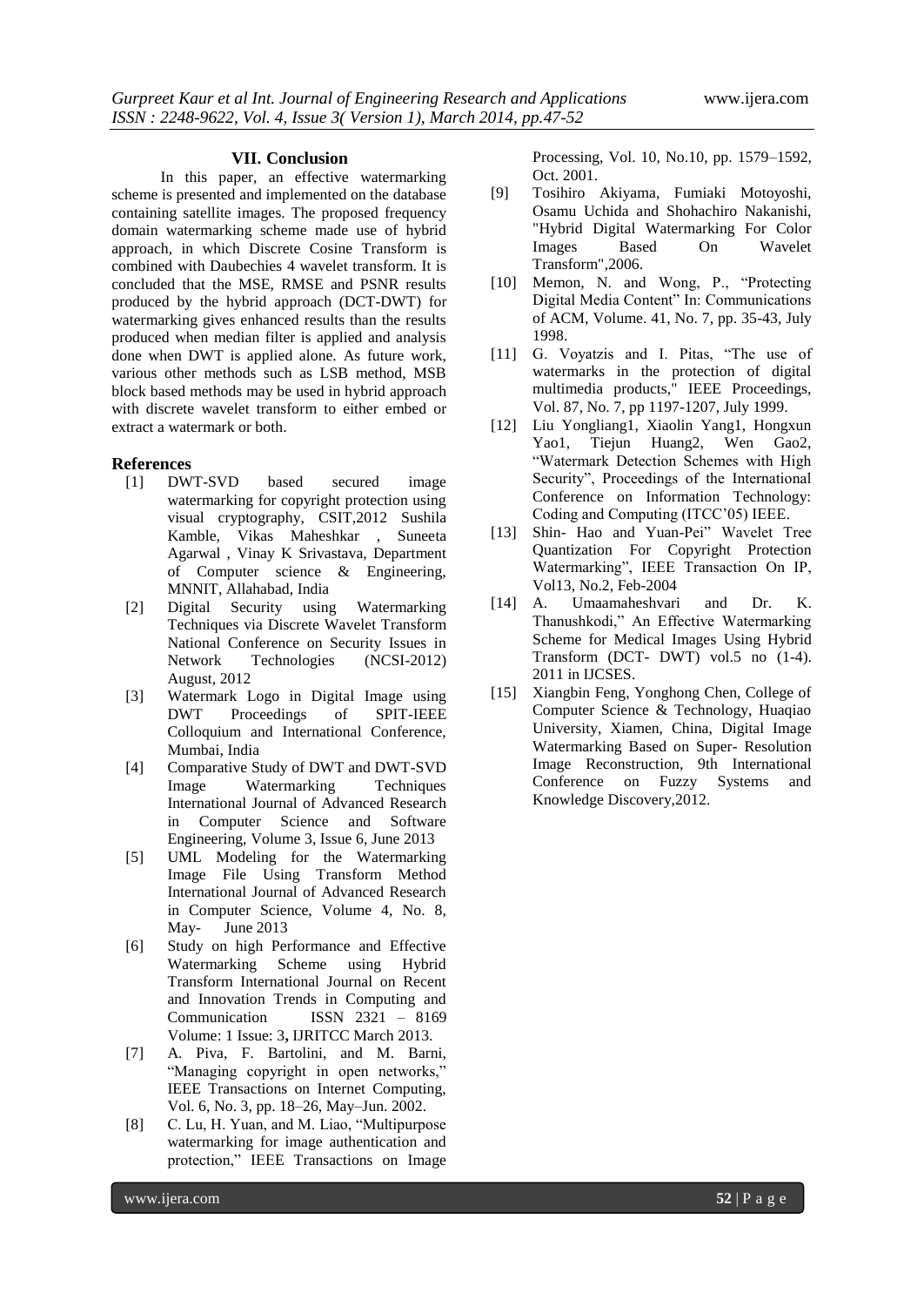## VII. Conclusion

In this paper, an effective watermarking scheme is presented and implemented on the database containing satellite images. The proposed frequency domain watermarking scheme made use of hybrid approach, in which Discrete Cosine Transform is combined with Daubechies 4 wavelet transform. It is concluded that the MSE, RMSE and PSNR results produced by the hybrid approach (DCT-DWT) for watermarking gives enhanced results than the results produced when median filter is applied and analysis done when DWT is applied alone. As future work, various other methods such as LSB method, MSB block based methods may be used in hybrid approach with discrete wavelet transform to either embed or extract a watermark or both.

## References

[1] DWT-SVD based secured image watermarking for copyright protection using visual cryptography, CSIT,2012 Sushila Kamble, Vikas Maheshkar , Suneeta Agarwal , Vinay K Srivastava, Department of Computer science & Engineering, MNNIT, Allahabad, India

[2] Digital Security using Watermarking Techniques via Discrete Wavelet Transform National Conference on Security Issues in Network Technologies (NCSI-2012) August, 2012

[3] Watermark Logo in Digital Image using DWT Proceedings of SPIT-IEEE Colloquium and International Conference, Mumbai, India

[4] Comparative Study of DWT and DWT-SVD Image Watermarking Techniques International Journal of Advanced Research in Computer Science and Software Engineering, Volume 3, Issue 6, June 2013

[5] UML Modeling for the Watermarking Image File Using Transform Method International Journal of Advanced Research in Computer Science, Volume 4, No. 8, May- June 2013

[6] Study on high Performance and Effective Watermarking Scheme using Hybrid Transform International Journal on Recent and Innovation Trends in Computing and Communication ISSN 2321 – 8169 Volume: 1 Issue: 3**,** IJRITCC March 2013.

[7] A. Piva, F. Bartolini, and M. Barni, "Managing copyright in open networks," IEEE Transactions on Internet Computing, Vol. 6, No. 3, pp. 18–26, May–Jun. 2002.

[8] C. Lu, H. Yuan, and M. Liao, "Multipurpose watermarking for image authentication and protection," IEEE Transactions on Image Processing, Vol. 10, No.10, pp. 1579–1592, Oct. 2001.

[9] Tosihiro Akiyama, Fumiaki Motoyoshi, Osamu Uchida and Shohachiro Nakanishi, "Hybrid Digital Watermarking For Color Images Based On Wavelet Transform",2006.

[10] Memon, N. and Wong, P., "Protecting Digital Media Content" In: Communications of ACM, Volume. 41, No. 7, pp. 35-43, July 1998.

[11] G. Voyatzis and I. Pitas, "The use of watermarks in the protection of digital multimedia products," IEEE Proceedings, Vol. 87, No. 7, pp 1197-1207, July 1999.

[12] Liu Yongliang1, Xiaolin Yang1, Hongxun Yao1, Tiejun Huang2, Wen Gao2, "Watermark Detection Schemes with High Security", Proceedings of the International Conference on Information Technology: Coding and Computing (ITCC'05) IEEE.

[13] Shin- Hao and Yuan-Pei" Wavelet Tree Quantization For Copyright Protection Watermarking", IEEE Transaction On IP, Vol13, No.2, Feb-2004

[14] A. Umaamaheshvari and Dr. K. Thanushkodi," An Effective Watermarking Scheme for Medical Images Using Hybrid Transform (DCT- DWT) vol.5 no (1-4). 2011 in IJCSES.

[15] Xiangbin Feng, Yonghong Chen, College of Computer Science & Technology, Huaqiao University, Xiamen, China, Digital Image Watermarking Based on Super- Resolution Image Reconstruction, 9th International Conference on Fuzzy Systems and Knowledge Discovery,2012.